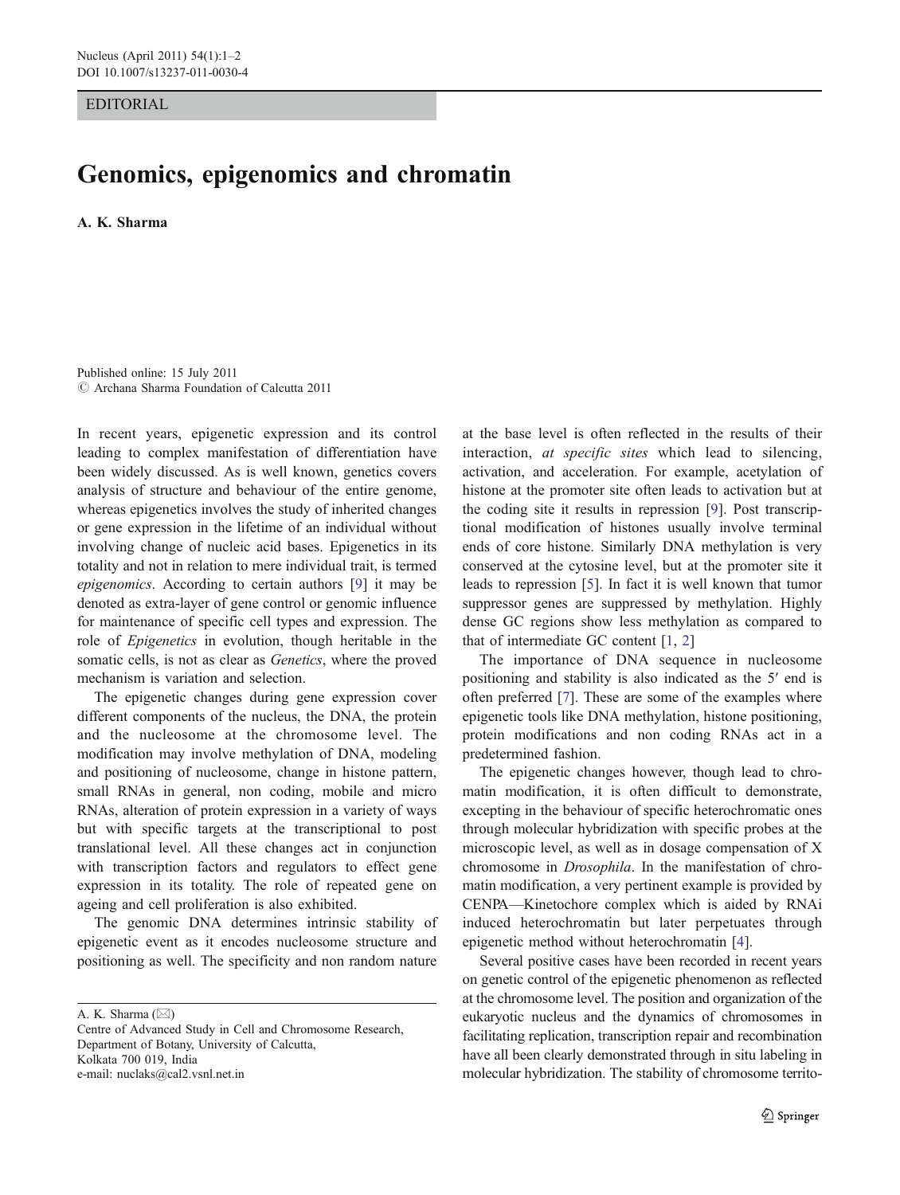EDITORIAL

# Genomics, epigenomics and chromatin

**A. K. Sharma**

Published online: 15 July 2011
© Archana Sharma Foundation of Calcutta 2011

In recent years, epigenetic expression and its control leading to complex manifestation of differentiation have been widely discussed. As is well known, genetics covers analysis of structure and behaviour of the entire genome, whereas epigenetics involves the study of inherited changes or gene expression in the lifetime of an individual without involving change of nucleic acid bases. Epigenetics in its totality and not in relation to mere individual trait, is termed *epigenomics*. According to certain authors [9] it may be denoted as extra-layer of gene control or genomic influence for maintenance of specific cell types and expression. The role of *Epigenetics* in evolution, though heritable in the somatic cells, is not as clear as *Genetics*, where the proved mechanism is variation and selection.

The epigenetic changes during gene expression cover different components of the nucleus, the DNA, the protein and the nucleosome at the chromosome level. The modification may involve methylation of DNA, modeling and positioning of nucleosome, change in histone pattern, small RNAs in general, non coding, mobile and micro RNAs, alteration of protein expression in a variety of ways but with specific targets at the transcriptional to post translational level. All these changes act in conjunction with transcription factors and regulators to effect gene expression in its totality. The role of repeated gene on ageing and cell proliferation is also exhibited.

The genomic DNA determines intrinsic stability of epigenetic event as it encodes nucleosome structure and positioning as well. The specificity and non random nature at the base level is often reflected in the results of their interaction, *at specific sites* which lead to silencing, activation, and acceleration. For example, acetylation of histone at the promoter site often leads to activation but at the coding site it results in repression [9]. Post transcriptional modification of histones usually involve terminal ends of core histone. Similarly DNA methylation is very conserved at the cytosine level, but at the promoter site it leads to repression [5]. In fact it is well known that tumor suppressor genes are suppressed by methylation. Highly dense GC regions show less methylation as compared to that of intermediate GC content [1, 2]

The importance of DNA sequence in nucleosome positioning and stability is also indicated as the 5′ end is often preferred [7]. These are some of the examples where epigenetic tools like DNA methylation, histone positioning, protein modifications and non coding RNAs act in a predetermined fashion.

The epigenetic changes however, though lead to chromatin modification, it is often difficult to demonstrate, excepting in the behaviour of specific heterochromatic ones through molecular hybridization with specific probes at the microscopic level, as well as in dosage compensation of X chromosome in *Drosophila*. In the manifestation of chromatin modification, a very pertinent example is provided by CENPA—Kinetochore complex which is aided by RNAi induced heterochromatin but later perpetuates through epigenetic method without heterochromatin [4].

Several positive cases have been recorded in recent years on genetic control of the epigenetic phenomenon as reflected at the chromosome level. The position and organization of the eukaryotic nucleus and the dynamics of chromosomes in facilitating replication, transcription repair and recombination have all been clearly demonstrated through in situ labeling in molecular hybridization. The stability of chromosome territo-

A. K. Sharma (✉)
Centre of Advanced Study in Cell and Chromosome Research,
Department of Botany, University of Calcutta,
Kolkata 700 019, India
e-mail: nuclaks@cal2.vsnl.net.in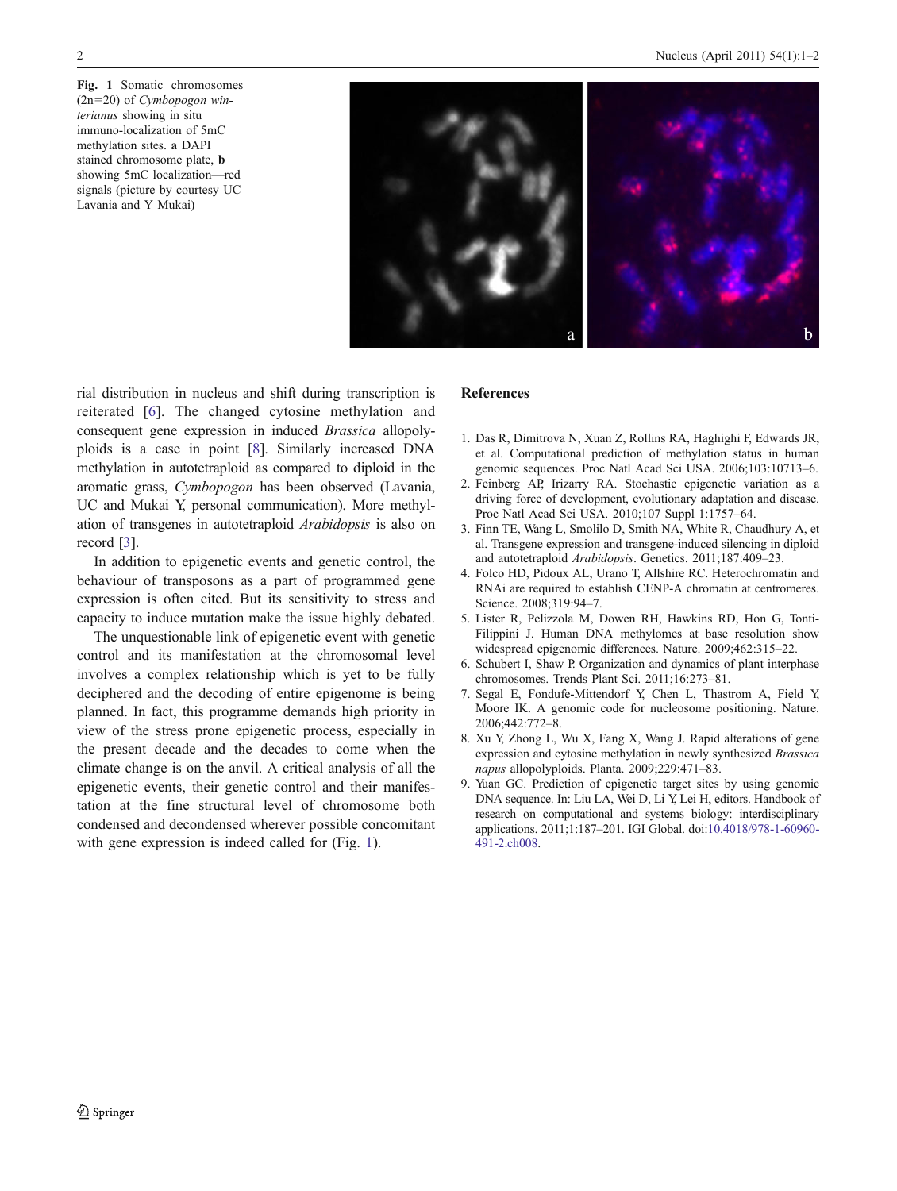Fig. 1 Somatic chromosomes (2n=20) of *Cymbopogon winterianus* showing in situ immuno-localization of 5mC methylation sites. **a** DAPI stained chromosome plate, **b** showing 5mC localization—red signals (picture by courtesy UC Lavania and Y Mukai)

rial distribution in nucleus and shift during transcription is reiterated [6]. The changed cytosine methylation and consequent gene expression in induced *Brassica* allopolyploids is a case in point [8]. Similarly increased DNA methylation in autotetraploid as compared to diploid in the aromatic grass, *Cymbopogon* has been observed (Lavania, UC and Mukai Y, personal communication). More methylation of transgenes in autotetraploid *Arabidopsis* is also on record [3].

In addition to epigenetic events and genetic control, the behaviour of transposons as a part of programmed gene expression is often cited. But its sensitivity to stress and capacity to induce mutation make the issue highly debated.

The unquestionable link of epigenetic event with genetic control and its manifestation at the chromosomal level involves a complex relationship which is yet to be fully deciphered and the decoding of entire epigenome is being planned. In fact, this programme demands high priority in view of the stress prone epigenetic process, especially in the present decade and the decades to come when the climate change is on the anvil. A critical analysis of all the epigenetic events, their genetic control and their manifestation at the fine structural level of chromosome both condensed and decondensed wherever possible concomitant with gene expression is indeed called for (Fig. 1).

## References

1. Das R, Dimitrova N, Xuan Z, Rollins RA, Haghighi F, Edwards JR, et al. Computational prediction of methylation status in human genomic sequences. Proc Natl Acad Sci USA. 2006;103:10713–6.
2. Feinberg AP, Irizarry RA. Stochastic epigenetic variation as a driving force of development, evolutionary adaptation and disease. Proc Natl Acad Sci USA. 2010;107 Suppl 1:1757–64.
3. Finn TE, Wang L, Smolilo D, Smith NA, White R, Chaudhury A, et al. Transgene expression and transgene-induced silencing in diploid and autotetraploid *Arabidopsis*. Genetics. 2011;187:409–23.
4. Folco HD, Pidoux AL, Urano T, Allshire RC. Heterochromatin and RNAi are required to establish CENP-A chromatin at centromeres. Science. 2008;319:94–7.
5. Lister R, Pelizzola M, Dowen RH, Hawkins RD, Hon G, Tonti-Filippini J. Human DNA methylomes at base resolution show widespread epigenomic differences. Nature. 2009;462:315–22.
6. Schubert I, Shaw P. Organization and dynamics of plant interphase chromosomes. Trends Plant Sci. 2011;16:273–81.
7. Segal E, Fondufe-Mittendorf Y, Chen L, Thastrom A, Field Y, Moore IK. A genomic code for nucleosome positioning. Nature. 2006;442:772–8.
8. Xu Y, Zhong L, Wu X, Fang X, Wang J. Rapid alterations of gene expression and cytosine methylation in newly synthesized *Brassica napus* allopolyploids. Planta. 2009;229:471–83.
9. Yuan GC. Prediction of epigenetic target sites by using genomic DNA sequence. In: Liu LA, Wei D, Li Y, Lei H, editors. Handbook of research on computational and systems biology: interdisciplinary applications. 2011;1:187–201. IGI Global. doi:10.4018/978-1-60960-491-2.ch008.